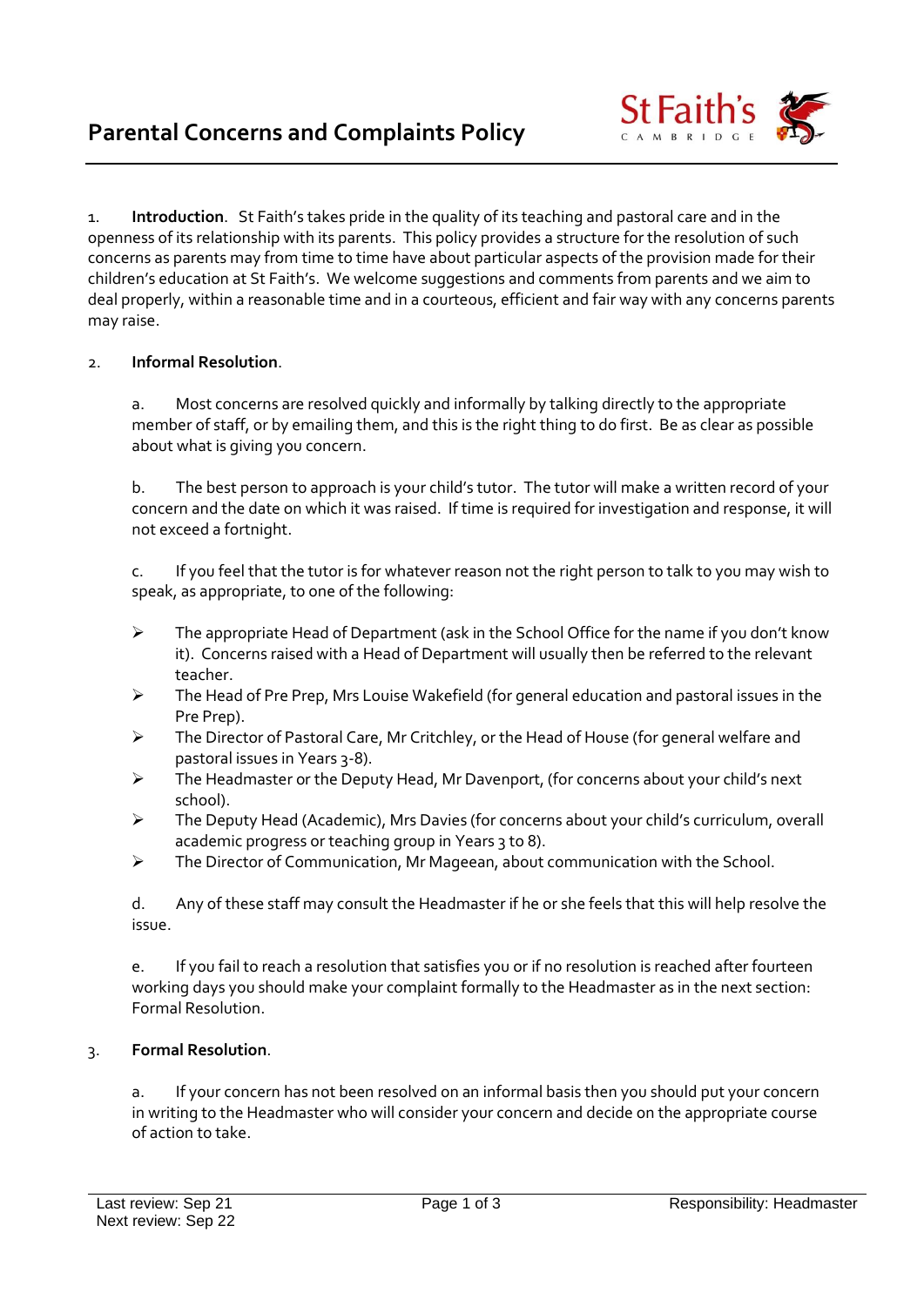# Parental Concerns and Complaints Policy

St Faith's CAMBRIDGE

1. **Introduction**. St Faith's takes pride in the quality of its teaching and pastoral care and in the openness of its relationship with its parents. This policy provides a structure for the resolution of such concerns as parents may from time to time have about particular aspects of the provision made for their children's education at St Faith's. We welcome suggestions and comments from parents and we aim to deal properly, within a reasonable time and in a courteous, efficient and fair way with any concerns parents may raise.

2. **Informal Resolution**.

    a. Most concerns are resolved quickly and informally by talking directly to the appropriate member of staff, or by emailing them, and this is the right thing to do first. Be as clear as possible about what is giving you concern.

    b. The best person to approach is your child's tutor. The tutor will make a written record of your concern and the date on which it was raised. If time is required for investigation and response, it will not exceed a fortnight.

    c. If you feel that the tutor is for whatever reason not the right person to talk to you may wish to speak, as appropriate, to one of the following:

    - The appropriate Head of Department (ask in the School Office for the name if you don't know it). Concerns raised with a Head of Department will usually then be referred to the relevant teacher.
    - The Head of Pre Prep, Mrs Louise Wakefield (for general education and pastoral issues in the Pre Prep).
    - The Director of Pastoral Care, Mr Critchley, or the Head of House (for general welfare and pastoral issues in Years 3-8).
    - The Headmaster or the Deputy Head, Mr Davenport, (for concerns about your child's next school).
    - The Deputy Head (Academic), Mrs Davies (for concerns about your child's curriculum, overall academic progress or teaching group in Years 3 to 8).
    - The Director of Communication, Mr Mageean, about communication with the School.

    d. Any of these staff may consult the Headmaster if he or she feels that this will help resolve the issue.

    e. If you fail to reach a resolution that satisfies you or if no resolution is reached after fourteen working days you should make your complaint formally to the Headmaster as in the next section: Formal Resolution.

3. **Formal Resolution**.

    a. If your concern has not been resolved on an informal basis then you should put your concern in writing to the Headmaster who will consider your concern and decide on the appropriate course of action to take.

Last review: Sep 21
Next review: Sep 22

Responsibility: Headmaster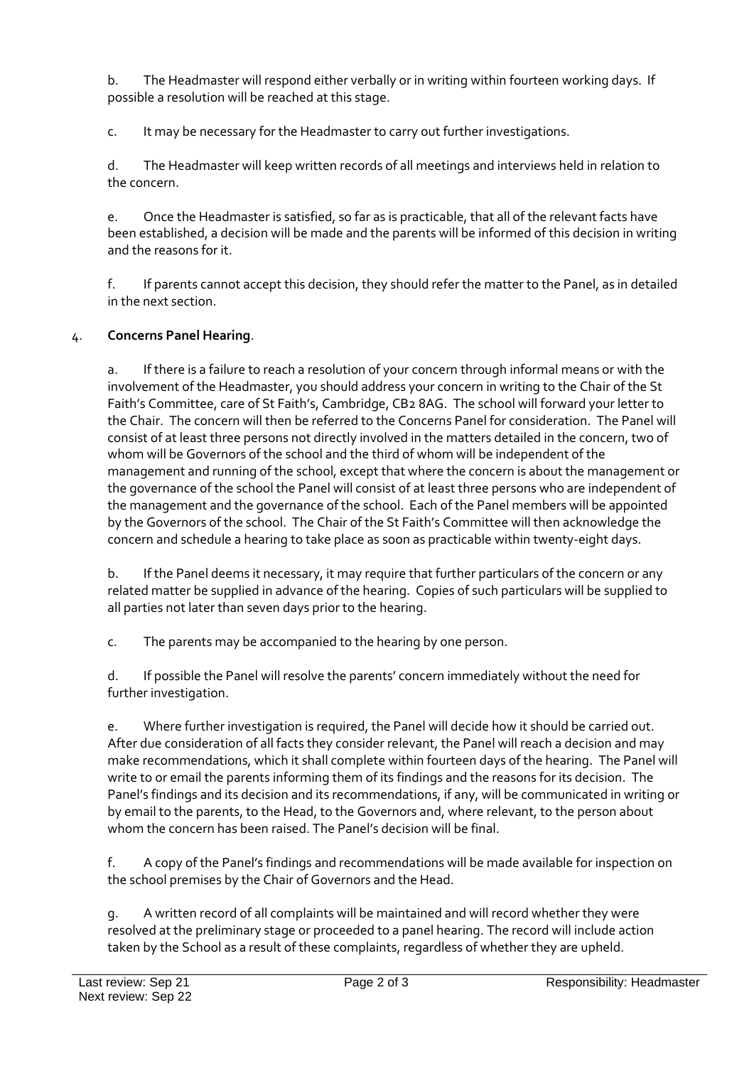b. The Headmaster will respond either verbally or in writing within fourteen working days. If possible a resolution will be reached at this stage.

c. It may be necessary for the Headmaster to carry out further investigations.

d. The Headmaster will keep written records of all meetings and interviews held in relation to the concern.

e. Once the Headmaster is satisfied, so far as is practicable, that all of the relevant facts have been established, a decision will be made and the parents will be informed of this decision in writing and the reasons for it.

f. If parents cannot accept this decision, they should refer the matter to the Panel, as in detailed in the next section.

4. **Concerns Panel Hearing**.

a. If there is a failure to reach a resolution of your concern through informal means or with the involvement of the Headmaster, you should address your concern in writing to the Chair of the St Faith's Committee, care of St Faith's, Cambridge, CB2 8AG. The school will forward your letter to the Chair. The concern will then be referred to the Concerns Panel for consideration. The Panel will consist of at least three persons not directly involved in the matters detailed in the concern, two of whom will be Governors of the school and the third of whom will be independent of the management and running of the school, except that where the concern is about the management or the governance of the school the Panel will consist of at least three persons who are independent of the management and the governance of the school. Each of the Panel members will be appointed by the Governors of the school. The Chair of the St Faith's Committee will then acknowledge the concern and schedule a hearing to take place as soon as practicable within twenty-eight days.

b. If the Panel deems it necessary, it may require that further particulars of the concern or any related matter be supplied in advance of the hearing. Copies of such particulars will be supplied to all parties not later than seven days prior to the hearing.

c. The parents may be accompanied to the hearing by one person.

d. If possible the Panel will resolve the parents' concern immediately without the need for further investigation.

e. Where further investigation is required, the Panel will decide how it should be carried out. After due consideration of all facts they consider relevant, the Panel will reach a decision and may make recommendations, which it shall complete within fourteen days of the hearing. The Panel will write to or email the parents informing them of its findings and the reasons for its decision. The Panel's findings and its decision and its recommendations, if any, will be communicated in writing or by email to the parents, to the Head, to the Governors and, where relevant, to the person about whom the concern has been raised. The Panel's decision will be final.

f. A copy of the Panel's findings and recommendations will be made available for inspection on the school premises by the Chair of Governors and the Head.

g. A written record of all complaints will be maintained and will record whether they were resolved at the preliminary stage or proceeded to a panel hearing. The record will include action taken by the School as a result of these complaints, regardless of whether they are upheld.

Last review: Sep 21
Next review: Sep 22

Responsibility: Headmaster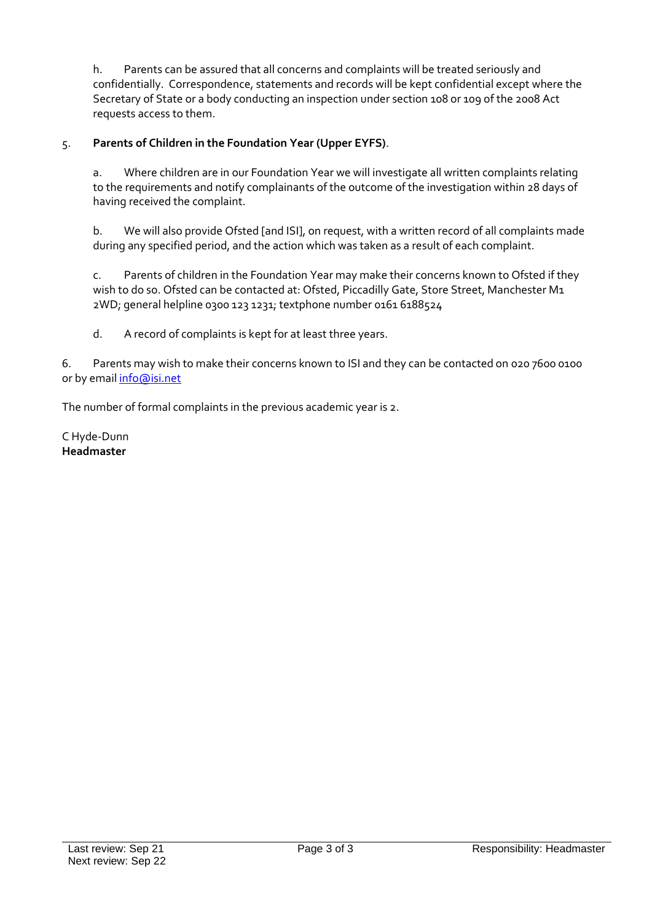h. Parents can be assured that all concerns and complaints will be treated seriously and confidentially. Correspondence, statements and records will be kept confidential except where the Secretary of State or a body conducting an inspection under section 108 or 109 of the 2008 Act requests access to them.

5. **Parents of Children in the Foundation Year (Upper EYFS)**.

a. Where children are in our Foundation Year we will investigate all written complaints relating to the requirements and notify complainants of the outcome of the investigation within 28 days of having received the complaint.

b. We will also provide Ofsted [and ISI], on request, with a written record of all complaints made during any specified period, and the action which was taken as a result of each complaint.

c. Parents of children in the Foundation Year may make their concerns known to Ofsted if they wish to do so. Ofsted can be contacted at: Ofsted, Piccadilly Gate, Store Street, Manchester M1 2WD; general helpline 0300 123 1231; textphone number 0161 6188524

d. A record of complaints is kept for at least three years.

6. Parents may wish to make their concerns known to ISI and they can be contacted on 020 7600 0100 or by email info@isi.net

The number of formal complaints in the previous academic year is 2.

C Hyde-Dunn
**Headmaster**

Last review: Sep 21
Next review: Sep 22

Responsibility: Headmaster